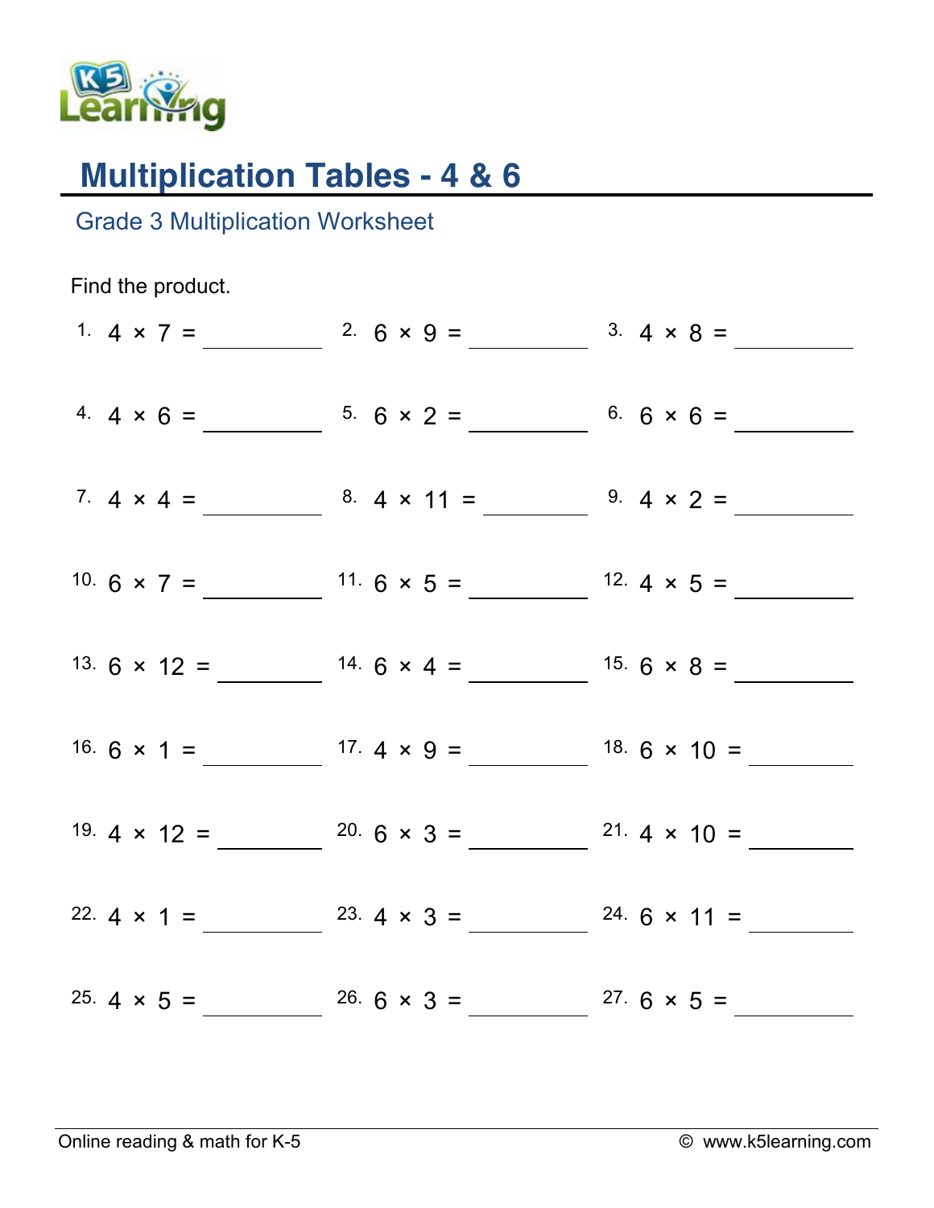# Multiplication Tables - 4 & 6

## Grade 3 Multiplication Worksheet

Find the product.

1. $4 \times 7 =$ ________
2. $6 \times 9 =$ ________
3. $4 \times 8 =$ ________
4. $4 \times 6 =$ ________
5. $6 \times 2 =$ ________
6. $6 \times 6 =$ ________
7. $4 \times 4 =$ ________
8. $4 \times 11 =$ ________
9. $4 \times 2 =$ ________
10. $6 \times 7 =$ ________
11. $6 \times 5 =$ ________
12. $4 \times 5 =$ ________
13. $6 \times 12 =$ ________
14. $6 \times 4 =$ ________
15. $6 \times 8 =$ ________
16. $6 \times 1 =$ ________
17. $4 \times 9 =$ ________
18. $6 \times 10 =$ ________
19. $4 \times 12 =$ ________
20. $6 \times 3 =$ ________
21. $4 \times 10 =$ ________
22. $4 \times 1 =$ ________
23. $4 \times 3 =$ ________
24. $6 \times 11 =$ ________
25. $4 \times 5 =$ ________
26. $6 \times 3 =$ ________
27. $6 \times 5 =$ ________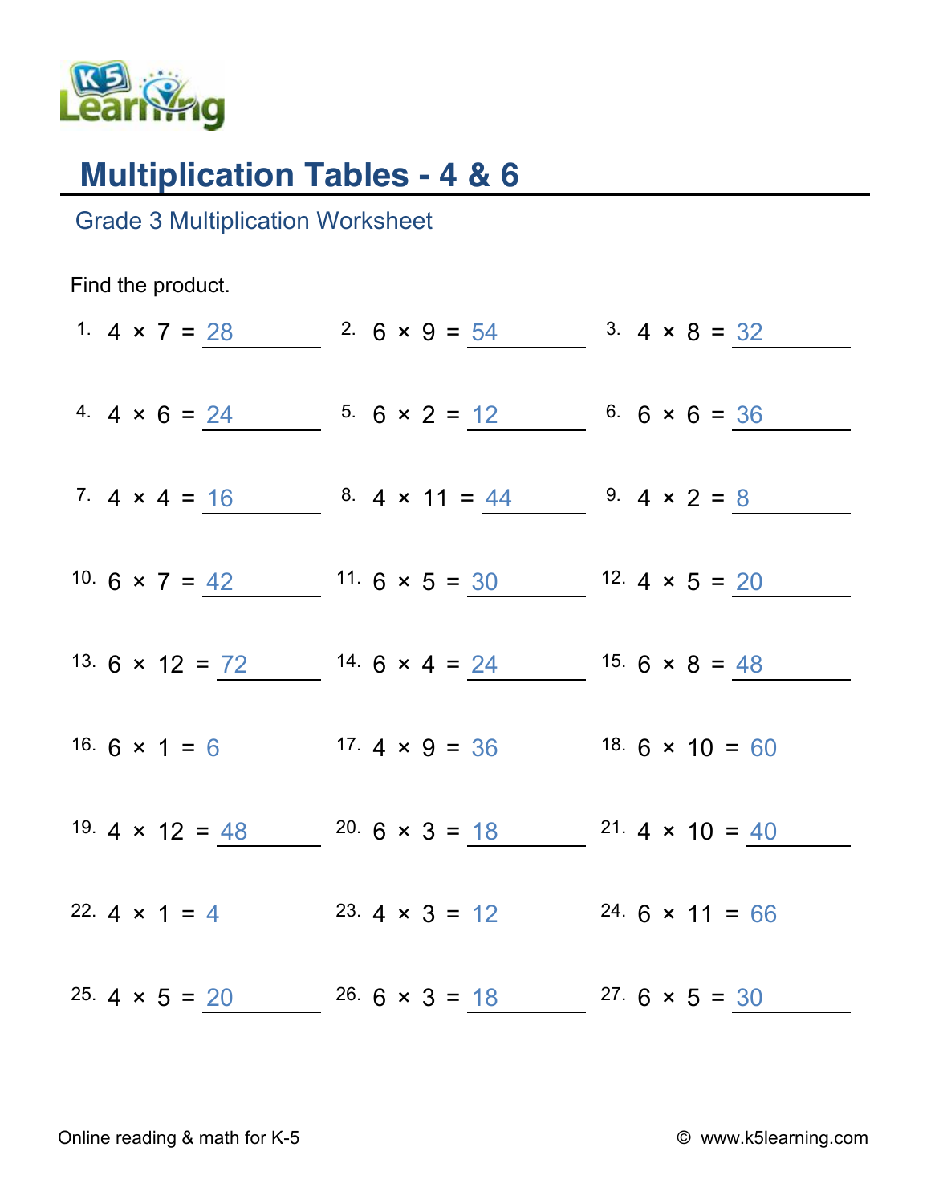# Multiplication Tables - 4 & 6

## Grade 3 Multiplication Worksheet

Find the product.

1. $4 \times 7 = 28$
2. $6 \times 9 = 54$
3. $4 \times 8 = 32$
4. $4 \times 6 = 24$
5. $6 \times 2 = 12$
6. $6 \times 6 = 36$
7. $4 \times 4 = 16$
8. $4 \times 11 = 44$
9. $4 \times 2 = 8$
10. $6 \times 7 = 42$
11. $6 \times 5 = 30$
12. $4 \times 5 = 20$
13. $6 \times 12 = 72$
14. $6 \times 4 = 24$
15. $6 \times 8 = 48$
16. $6 \times 1 = 6$
17. $4 \times 9 = 36$
18. $6 \times 10 = 60$
19. $4 \times 12 = 48$
20. $6 \times 3 = 18$
21. $4 \times 10 = 40$
22. $4 \times 1 = 4$
23. $4 \times 3 = 12$
24. $6 \times 11 = 66$
25. $4 \times 5 = 20$
26. $6 \times 3 = 18$
27. $6 \times 5 = 30$